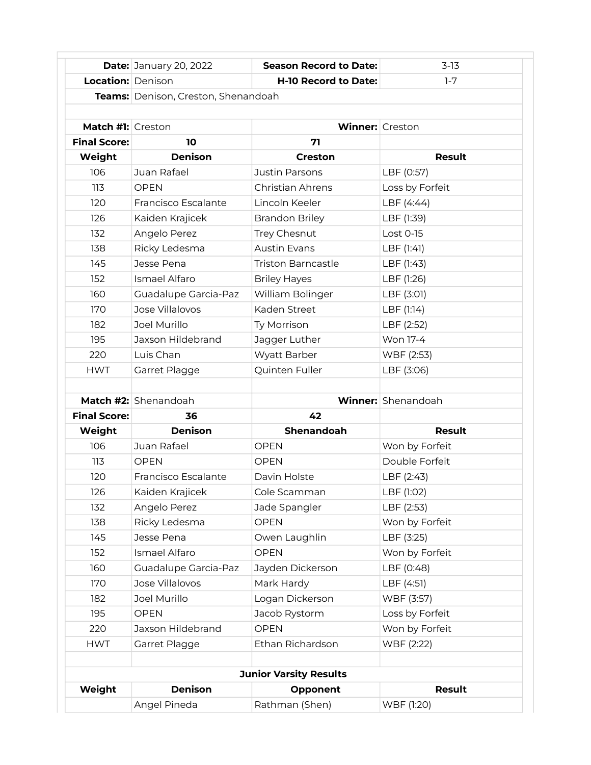| **Date:** | January 20, 2022 | **Season Record to Date:** | 3-13 |
|---|---|---|---|
| **Location:** | Denison | **H-10 Record to Date:** | 1-7 |
| **Teams:** | Denison, Creston, Shenandoah | | |

| **Match #1:** | Creston | **Winner:** | Creston |
|---|---|---|---|
| **Final Score:** | **10** | **71** | |
| **Weight** | **Denison** | **Creston** | **Result** |
| 106 | Juan Rafael | Justin Parsons | LBF (0:57) |
| 113 | OPEN | Christian Ahrens | Loss by Forfeit |
| 120 | Francisco Escalante | Lincoln Keeler | LBF (4:44) |
| 126 | Kaiden Krajicek | Brandon Briley | LBF (1:39) |
| 132 | Angelo Perez | Trey Chesnut | Lost 0-15 |
| 138 | Ricky Ledesma | Austin Evans | LBF (1:41) |
| 145 | Jesse Pena | Triston Barncastle | LBF (1:43) |
| 152 | Ismael Alfaro | Briley Hayes | LBF (1:26) |
| 160 | Guadalupe Garcia-Paz | William Bolinger | LBF (3:01) |
| 170 | Jose Villalovos | Kaden Street | LBF (1:14) |
| 182 | Joel Murillo | Ty Morrison | LBF (2:52) |
| 195 | Jaxson Hildebrand | Jagger Luther | Won 17-4 |
| 220 | Luis Chan | Wyatt Barber | WBF (2:53) |
| HWT | Garret Plagge | Quinten Fuller | LBF (3:06) |

| **Match #2:** | Shenandoah | **Winner:** | Shenandoah |
|---|---|---|---|
| **Final Score:** | **36** | **42** | |
| **Weight** | **Denison** | **Shenandoah** | **Result** |
| 106 | Juan Rafael | OPEN | Won by Forfeit |
| 113 | OPEN | OPEN | Double Forfeit |
| 120 | Francisco Escalante | Davin Holste | LBF (2:43) |
| 126 | Kaiden Krajicek | Cole Scamman | LBF (1:02) |
| 132 | Angelo Perez | Jade Spangler | LBF (2:53) |
| 138 | Ricky Ledesma | OPEN | Won by Forfeit |
| 145 | Jesse Pena | Owen Laughlin | LBF (3:25) |
| 152 | Ismael Alfaro | OPEN | Won by Forfeit |
| 160 | Guadalupe Garcia-Paz | Jayden Dickerson | LBF (0:48) |
| 170 | Jose Villalovos | Mark Hardy | LBF (4:51) |
| 182 | Joel Murillo | Logan Dickerson | WBF (3:57) |
| 195 | OPEN | Jacob Rystorm | Loss by Forfeit |
| 220 | Jaxson Hildebrand | OPEN | Won by Forfeit |
| HWT | Garret Plagge | Ethan Richardson | WBF (2:22) |

**Junior Varsity Results**

| **Weight** | **Denison** | **Opponent** | **Result** |
|---|---|---|---|
| | Angel Pineda | Rathman (Shen) | WBF (1:20) |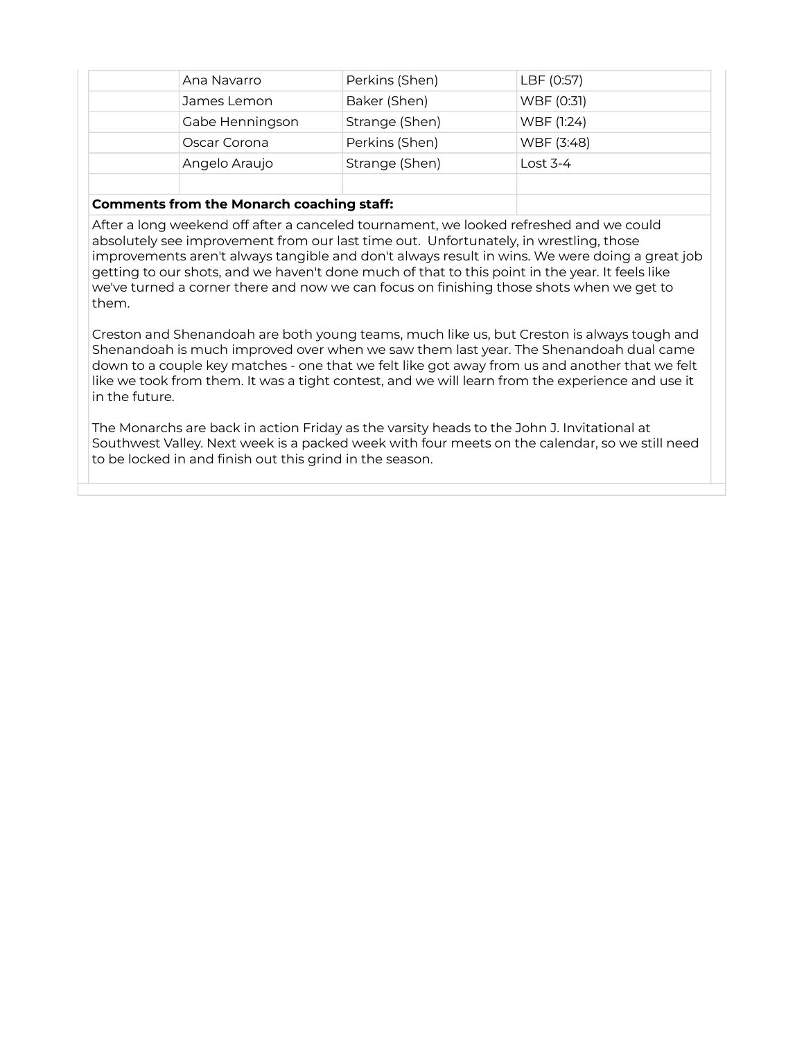| | | | |
|---|---|---|---|
| | Ana Navarro | Perkins (Shen) | LBF (0:57) |
| | James Lemon | Baker (Shen) | WBF (0:31) |
| | Gabe Henningson | Strange (Shen) | WBF (1:24) |
| | Oscar Corona | Perkins (Shen) | WBF (3:48) |
| | Angelo Araujo | Strange (Shen) | Lost 3-4 |
| | | | |

**Comments from the Monarch coaching staff:**

After a long weekend off after a canceled tournament, we looked refreshed and we could absolutely see improvement from our last time out. Unfortunately, in wrestling, those improvements aren't always tangible and don't always result in wins. We were doing a great job getting to our shots, and we haven't done much of that to this point in the year. It feels like we've turned a corner there and now we can focus on finishing those shots when we get to them.

Creston and Shenandoah are both young teams, much like us, but Creston is always tough and Shenandoah is much improved over when we saw them last year. The Shenandoah dual came down to a couple key matches - one that we felt like got away from us and another that we felt like we took from them. It was a tight contest, and we will learn from the experience and use it in the future.

The Monarchs are back in action Friday as the varsity heads to the John J. Invitational at Southwest Valley. Next week is a packed week with four meets on the calendar, so we still need to be locked in and finish out this grind in the season.